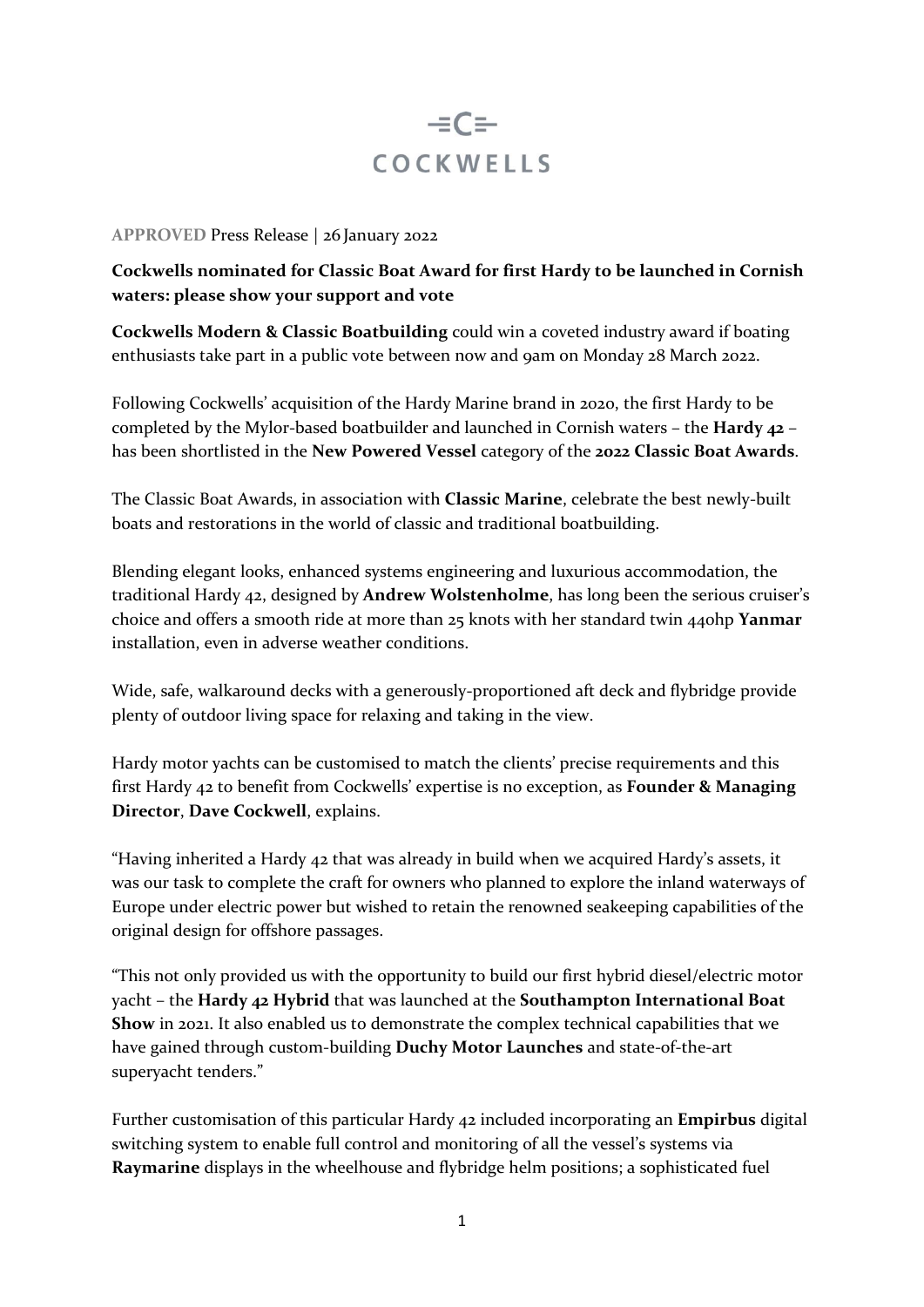COCKWELLS

**APPROVED** Press Release | 26 January 2022

**Cockwells nominated for Classic Boat Award for first Hardy to be launched in Cornish waters: please show your support and vote**

**Cockwells Modern & Classic Boatbuilding** could win a coveted industry award if boating enthusiasts take part in a public vote between now and 9am on Monday 28 March 2022.

Following Cockwells' acquisition of the Hardy Marine brand in 2020, the first Hardy to be completed by the Mylor-based boatbuilder and launched in Cornish waters – the **Hardy 42** – has been shortlisted in the **New Powered Vessel** category of the **2022 Classic Boat Awards**.

The Classic Boat Awards, in association with **Classic Marine**, celebrate the best newly-built boats and restorations in the world of classic and traditional boatbuilding.

Blending elegant looks, enhanced systems engineering and luxurious accommodation, the traditional Hardy 42, designed by **Andrew Wolstenholme**, has long been the serious cruiser's choice and offers a smooth ride at more than 25 knots with her standard twin 440hp **Yanmar** installation, even in adverse weather conditions.

Wide, safe, walkaround decks with a generously-proportioned aft deck and flybridge provide plenty of outdoor living space for relaxing and taking in the view.

Hardy motor yachts can be customised to match the clients' precise requirements and this first Hardy 42 to benefit from Cockwells' expertise is no exception, as **Founder & Managing Director**, **Dave Cockwell**, explains.

"Having inherited a Hardy 42 that was already in build when we acquired Hardy's assets, it was our task to complete the craft for owners who planned to explore the inland waterways of Europe under electric power but wished to retain the renowned seakeeping capabilities of the original design for offshore passages.

"This not only provided us with the opportunity to build our first hybrid diesel/electric motor yacht – the **Hardy 42 Hybrid** that was launched at the **Southampton International Boat Show** in 2021. It also enabled us to demonstrate the complex technical capabilities that we have gained through custom-building **Duchy Motor Launches** and state-of-the-art superyacht tenders."

Further customisation of this particular Hardy 42 included incorporating an **Empirbus** digital switching system to enable full control and monitoring of all the vessel's systems via **Raymarine** displays in the wheelhouse and flybridge helm positions; a sophisticated fuel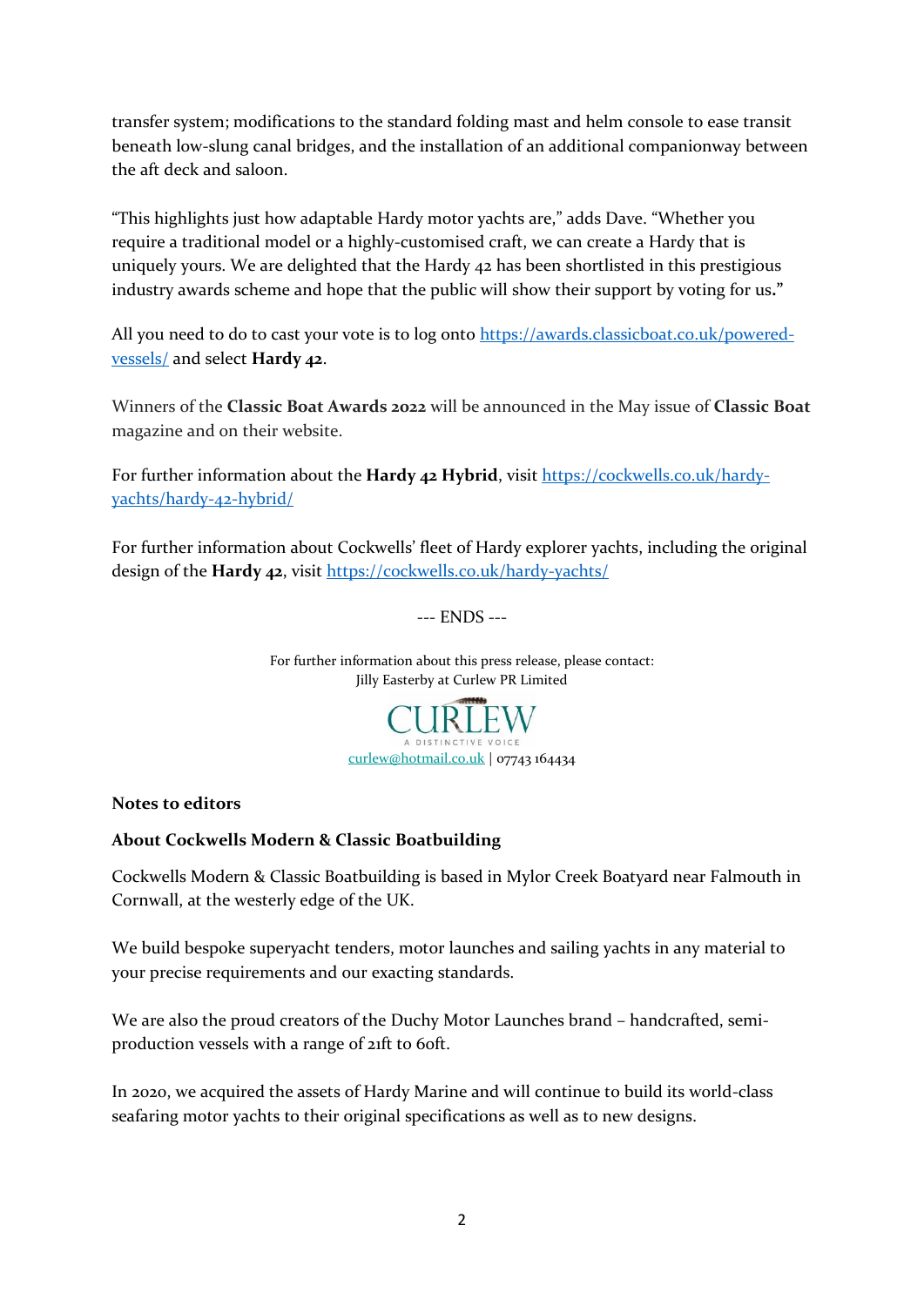transfer system; modifications to the standard folding mast and helm console to ease transit beneath low-slung canal bridges, and the installation of an additional companionway between the aft deck and saloon.

"This highlights just how adaptable Hardy motor yachts are," adds Dave. "Whether you require a traditional model or a highly-customised craft, we can create a Hardy that is uniquely yours. We are delighted that the Hardy 42 has been shortlisted in this prestigious industry awards scheme and hope that the public will show their support by voting for us**.**"

All you need to do to cast your vote is to log onto [https://awards.classicboat.co.uk/powered-vessels/](https://awards.classicboat.co.uk/powered-vessels/) and select **Hardy 42**.

Winners of the **Classic Boat Awards 2022** will be announced in the May issue of **Classic Boat** magazine and on their website.

For further information about the **Hardy 42 Hybrid**, visit [https://cockwells.co.uk/hardy-yachts/hardy-42-hybrid/](https://cockwells.co.uk/hardy-yachts/hardy-42-hybrid/)

For further information about Cockwells' fleet of Hardy explorer yachts, including the original design of the **Hardy 42**, visit [https://cockwells.co.uk/hardy-yachts/](https://cockwells.co.uk/hardy-yachts/)

--- ENDS ---

For further information about this press release, please contact:
Jilly Easterby at Curlew PR Limited

CURLEW
A DISTINCTIVE VOICE

[curlew@hotmail.co.uk](mailto:curlew@hotmail.co.uk) | 07743 164434

**Notes to editors**

**About Cockwells Modern & Classic Boatbuilding**

Cockwells Modern & Classic Boatbuilding is based in Mylor Creek Boatyard near Falmouth in Cornwall, at the westerly edge of the UK.

We build bespoke superyacht tenders, motor launches and sailing yachts in any material to your precise requirements and our exacting standards.

We are also the proud creators of the Duchy Motor Launches brand – handcrafted, semi-production vessels with a range of 21ft to 60ft.

In 2020, we acquired the assets of Hardy Marine and will continue to build its world-class seafaring motor yachts to their original specifications as well as to new designs.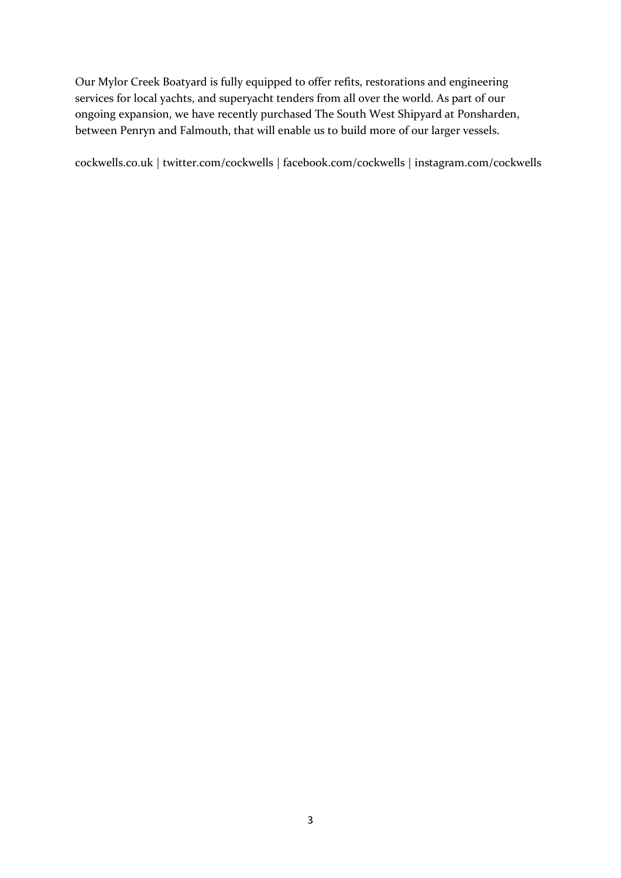Our Mylor Creek Boatyard is fully equipped to offer refits, restorations and engineering services for local yachts, and superyacht tenders from all over the world. As part of our ongoing expansion, we have recently purchased The South West Shipyard at Ponsharden, between Penryn and Falmouth, that will enable us to build more of our larger vessels.

cockwells.co.uk | twitter.com/cockwells | facebook.com/cockwells | instagram.com/cockwells